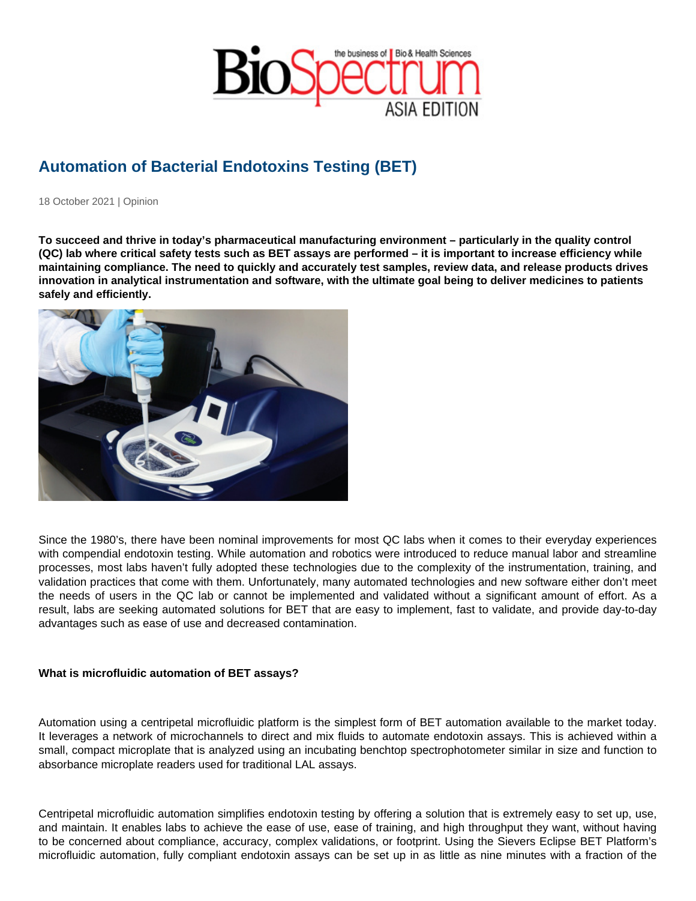# Automation of Bacterial Endotoxins Testing (BET)

18 October 2021 | Opinion

**To succeed and thrive in today's pharmaceutical manufacturing environment – particularly in the quality control (QC) lab where critical safety tests such as BET assays are performed – it is important to increase efficiency while maintaining compliance. The need to quickly and accurately test samples, review data, and release products drives innovation in analytical instrumentation and software, with the ultimate goal being to deliver medicines to patients safely and efficiently.**

Since the 1980's, there have been nominal improvements for most QC labs when it comes to their everyday experiences with compendial endotoxin testing. While automation and robotics were introduced to reduce manual labor and streamline processes, most labs haven't fully adopted these technologies due to the complexity of the instrumentation, training, and validation practices that come with them. Unfortunately, many automated technologies and new software either don't meet the needs of users in the QC lab or cannot be implemented and validated without a significant amount of effort. As a result, labs are seeking automated solutions for BET that are easy to implement, fast to validate, and provide day-to-day advantages such as ease of use and decreased contamination.

**What is microfluidic automation of BET assays?**

Automation using a centripetal microfluidic platform is the simplest form of BET automation available to the market today. It leverages a network of microchannels to direct and mix fluids to automate endotoxin assays. This is achieved within a small, compact microplate that is analyzed using an incubating benchtop spectrophotometer similar in size and function to absorbance microplate readers used for traditional LAL assays.

Centripetal microfluidic automation simplifies endotoxin testing by offering a solution that is extremely easy to set up, use, and maintain. It enables labs to achieve the ease of use, ease of training, and high throughput they want, without having to be concerned about compliance, accuracy, complex validations, or footprint. Using the Sievers Eclipse BET Platform's microfluidic automation, fully compliant endotoxin assays can be set up in as little as nine minutes with a fraction of the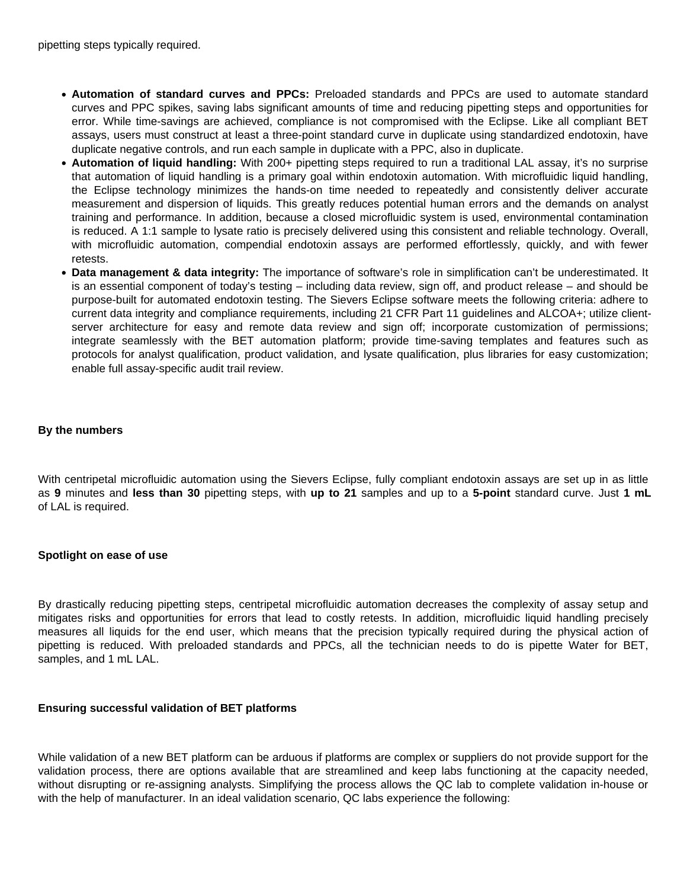pipetting steps typically required.

- **Automation of standard curves and PPCs:** Preloaded standards and PPCs are used to automate standard curves and PPC spikes, saving labs significant amounts of time and reducing pipetting steps and opportunities for error. While time-savings are achieved, compliance is not compromised with the Eclipse. Like all compliant BET assays, users must construct at least a three-point standard curve in duplicate using standardized endotoxin, have duplicate negative controls, and run each sample in duplicate with a PPC, also in duplicate.
- **Automation of liquid handling:** With 200+ pipetting steps required to run a traditional LAL assay, it's no surprise that automation of liquid handling is a primary goal within endotoxin automation. With microfluidic liquid handling, the Eclipse technology minimizes the hands-on time needed to repeatedly and consistently deliver accurate measurement and dispersion of liquids. This greatly reduces potential human errors and the demands on analyst training and performance. In addition, because a closed microfluidic system is used, environmental contamination is reduced. A 1:1 sample to lysate ratio is precisely delivered using this consistent and reliable technology. Overall, with microfluidic automation, compendial endotoxin assays are performed effortlessly, quickly, and with fewer retests.
- **Data management & data integrity:** The importance of software's role in simplification can't be underestimated. It is an essential component of today's testing – including data review, sign off, and product release – and should be purpose-built for automated endotoxin testing. The Sievers Eclipse software meets the following criteria: adhere to current data integrity and compliance requirements, including 21 CFR Part 11 guidelines and ALCOA+; utilize client-server architecture for easy and remote data review and sign off; incorporate customization of permissions; integrate seamlessly with the BET automation platform; provide time-saving templates and features such as protocols for analyst qualification, product validation, and lysate qualification, plus libraries for easy customization; enable full assay-specific audit trail review.

**By the numbers**

With centripetal microfluidic automation using the Sievers Eclipse, fully compliant endotoxin assays are set up in as little as **9** minutes and **less than 30** pipetting steps, with **up to 21** samples and up to a **5-point** standard curve. Just **1 mL** of LAL is required.

**Spotlight on ease of use**

By drastically reducing pipetting steps, centripetal microfluidic automation decreases the complexity of assay setup and mitigates risks and opportunities for errors that lead to costly retests. In addition, microfluidic liquid handling precisely measures all liquids for the end user, which means that the precision typically required during the physical action of pipetting is reduced. With preloaded standards and PPCs, all the technician needs to do is pipette Water for BET, samples, and 1 mL LAL.

**Ensuring successful validation of BET platforms**

While validation of a new BET platform can be arduous if platforms are complex or suppliers do not provide support for the validation process, there are options available that are streamlined and keep labs functioning at the capacity needed, without disrupting or re-assigning analysts. Simplifying the process allows the QC lab to complete validation in-house or with the help of manufacturer. In an ideal validation scenario, QC labs experience the following: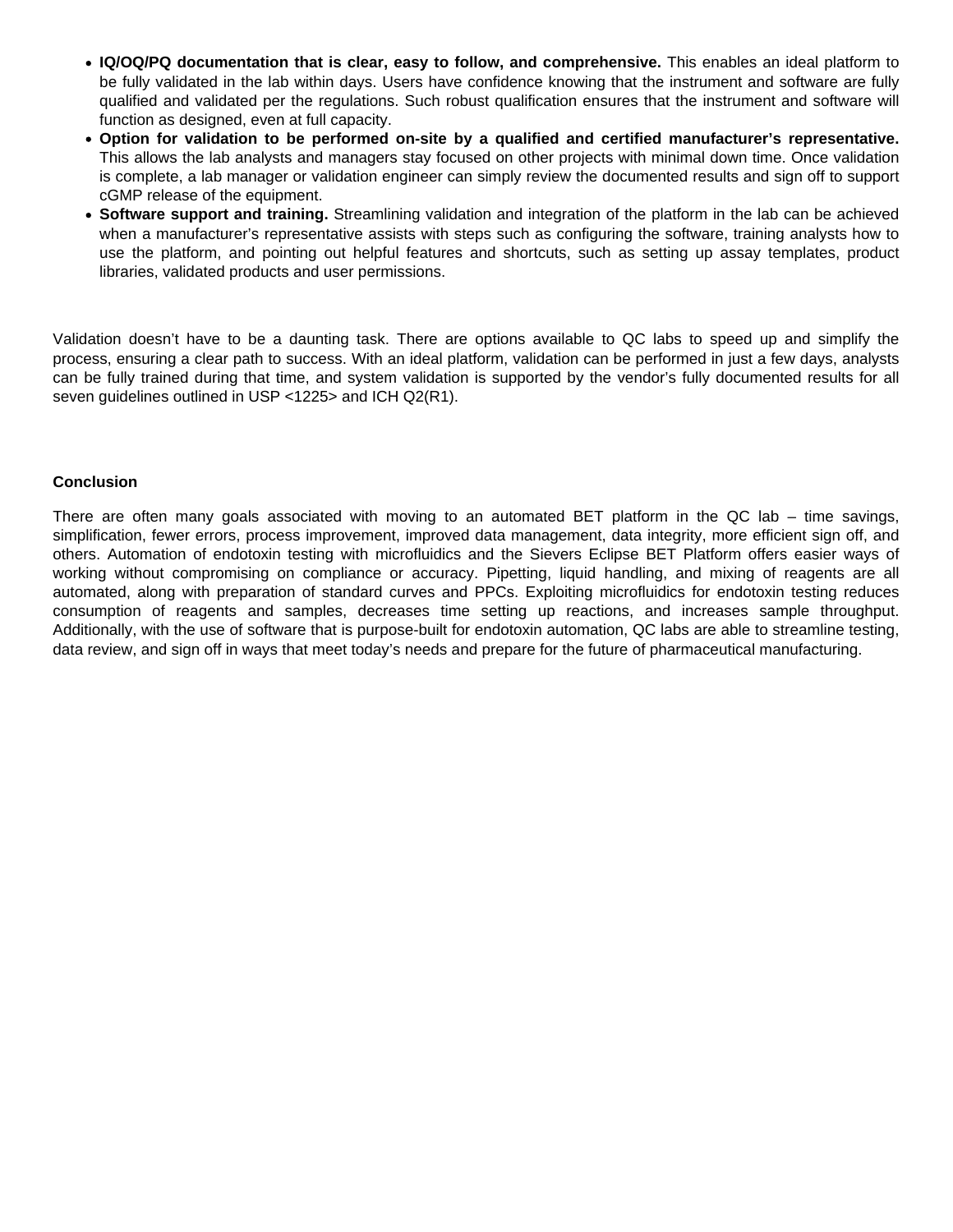- **IQ/OQ/PQ documentation that is clear, easy to follow, and comprehensive.** This enables an ideal platform to be fully validated in the lab within days. Users have confidence knowing that the instrument and software are fully qualified and validated per the regulations. Such robust qualification ensures that the instrument and software will function as designed, even at full capacity.
- **Option for validation to be performed on-site by a qualified and certified manufacturer's representative.** This allows the lab analysts and managers stay focused on other projects with minimal down time. Once validation is complete, a lab manager or validation engineer can simply review the documented results and sign off to support cGMP release of the equipment.
- **Software support and training.** Streamlining validation and integration of the platform in the lab can be achieved when a manufacturer's representative assists with steps such as configuring the software, training analysts how to use the platform, and pointing out helpful features and shortcuts, such as setting up assay templates, product libraries, validated products and user permissions.

Validation doesn't have to be a daunting task. There are options available to QC labs to speed up and simplify the process, ensuring a clear path to success. With an ideal platform, validation can be performed in just a few days, analysts can be fully trained during that time, and system validation is supported by the vendor's fully documented results for all seven guidelines outlined in USP <1225> and ICH Q2(R1).

### Conclusion

There are often many goals associated with moving to an automated BET platform in the QC lab – time savings, simplification, fewer errors, process improvement, improved data management, data integrity, more efficient sign off, and others. Automation of endotoxin testing with microfluidics and the Sievers Eclipse BET Platform offers easier ways of working without compromising on compliance or accuracy. Pipetting, liquid handling, and mixing of reagents are all automated, along with preparation of standard curves and PPCs. Exploiting microfluidics for endotoxin testing reduces consumption of reagents and samples, decreases time setting up reactions, and increases sample throughput. Additionally, with the use of software that is purpose-built for endotoxin automation, QC labs are able to streamline testing, data review, and sign off in ways that meet today's needs and prepare for the future of pharmaceutical manufacturing.